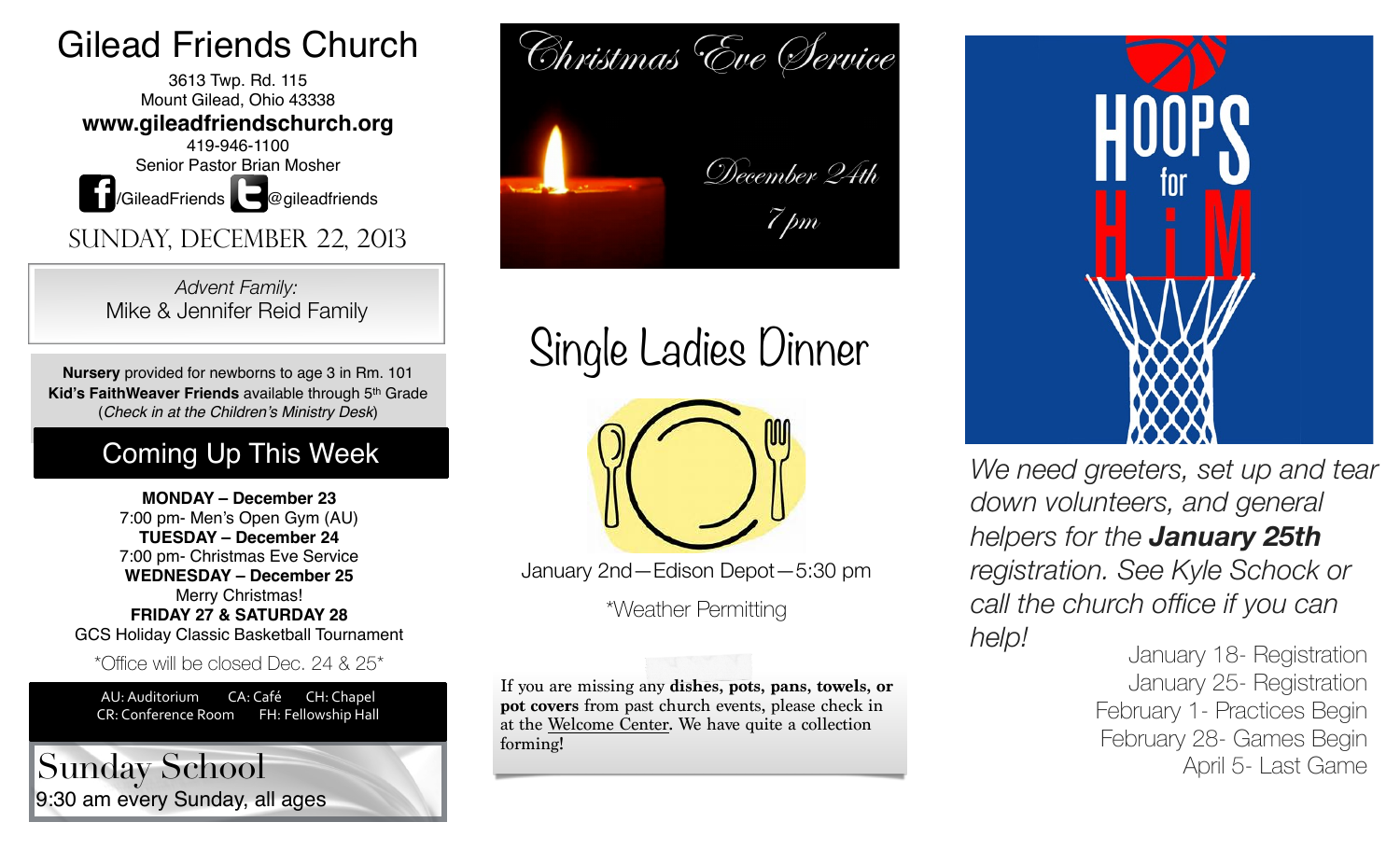# Gilead Friends Church

3613 Twp. Rd. 115
Mount Gilead, Ohio 43338
**www.gileadfriendschurch.org**
419-946-1100
Senior Pastor Brian Mosher
/GileadFriends @gileadfriends

## SUNDAY, DECEMBER 22, 2013

*Advent Family:*
Mike & Jennifer Reid Family

**Nursery** provided for newborns to age 3 in Rm. 101
**Kid's FaithWeaver Friends** available through 5th Grade
(*Check in at the Children's Ministry Desk*)

## Coming Up This Week

**MONDAY – December 23**
7:00 pm- Men's Open Gym (AU)
**TUESDAY – December 24**
7:00 pm- Christmas Eve Service
**WEDNESDAY – December 25**
Merry Christmas!
**FRIDAY 27 & SATURDAY 28**
GCS Holiday Classic Basketball Tournament

*Office will be closed Dec. 24 & 25*

AU: Auditorium CA: Café CH: Chapel
CR: Conference Room FH: Fellowship Hall

## Sunday School

9:30 am every Sunday, all ages

## Christmas Eve Service

December 24th
7 pm

## Single Ladies Dinner

January 2nd—Edison Depot—5:30 pm

*Weather Permitting

If you are missing any **dishes, pots, pans, towels, or pot covers** from past church events, please check in at the Welcome Center. We have quite a collection forming!

## HOOPS for HiM

*We need greeters, set up and tear down volunteers, and general helpers for the* ***January 25th*** *registration. See Kyle Schock or call the church office if you can help!*

January 18- Registration
January 25- Registration
February 1- Practices Begin
February 28- Games Begin
April 5- Last Game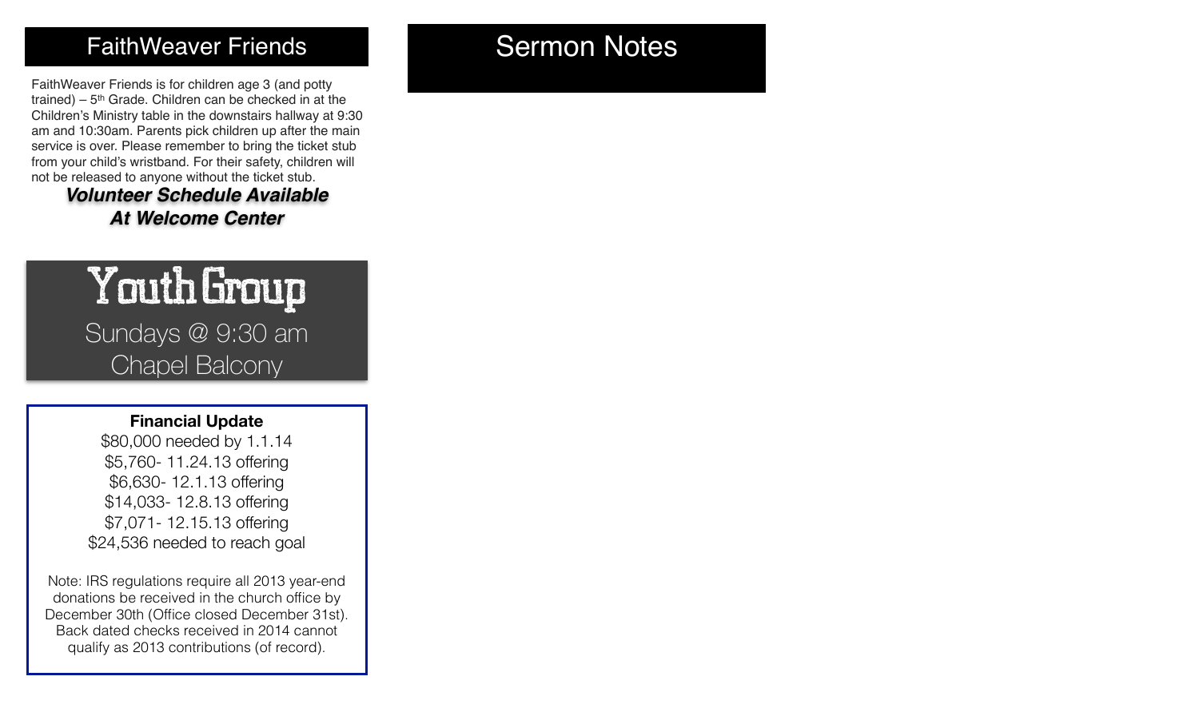## FaithWeaver Friends

FaithWeaver Friends is for children age 3 (and potty trained) – 5th Grade. Children can be checked in at the Children's Ministry table in the downstairs hallway at 9:30 am and 10:30am. Parents pick children up after the main service is over. Please remember to bring the ticket stub from your child's wristband. For their safety, children will not be released to anyone without the ticket stub.

***Volunteer Schedule Available At Welcome Center***

## Youth Group

Sundays @ 9:30 am
Chapel Balcony

**Financial Update**

$80,000 needed by 1.1.14
$5,760- 11.24.13 offering
$6,630- 12.1.13 offering
$14,033- 12.8.13 offering
$7,071- 12.15.13 offering
$24,536 needed to reach goal

Note: IRS regulations require all 2013 year-end donations be received in the church office by December 30th (Office closed December 31st). Back dated checks received in 2014 cannot qualify as 2013 contributions (of record).

## Sermon Notes